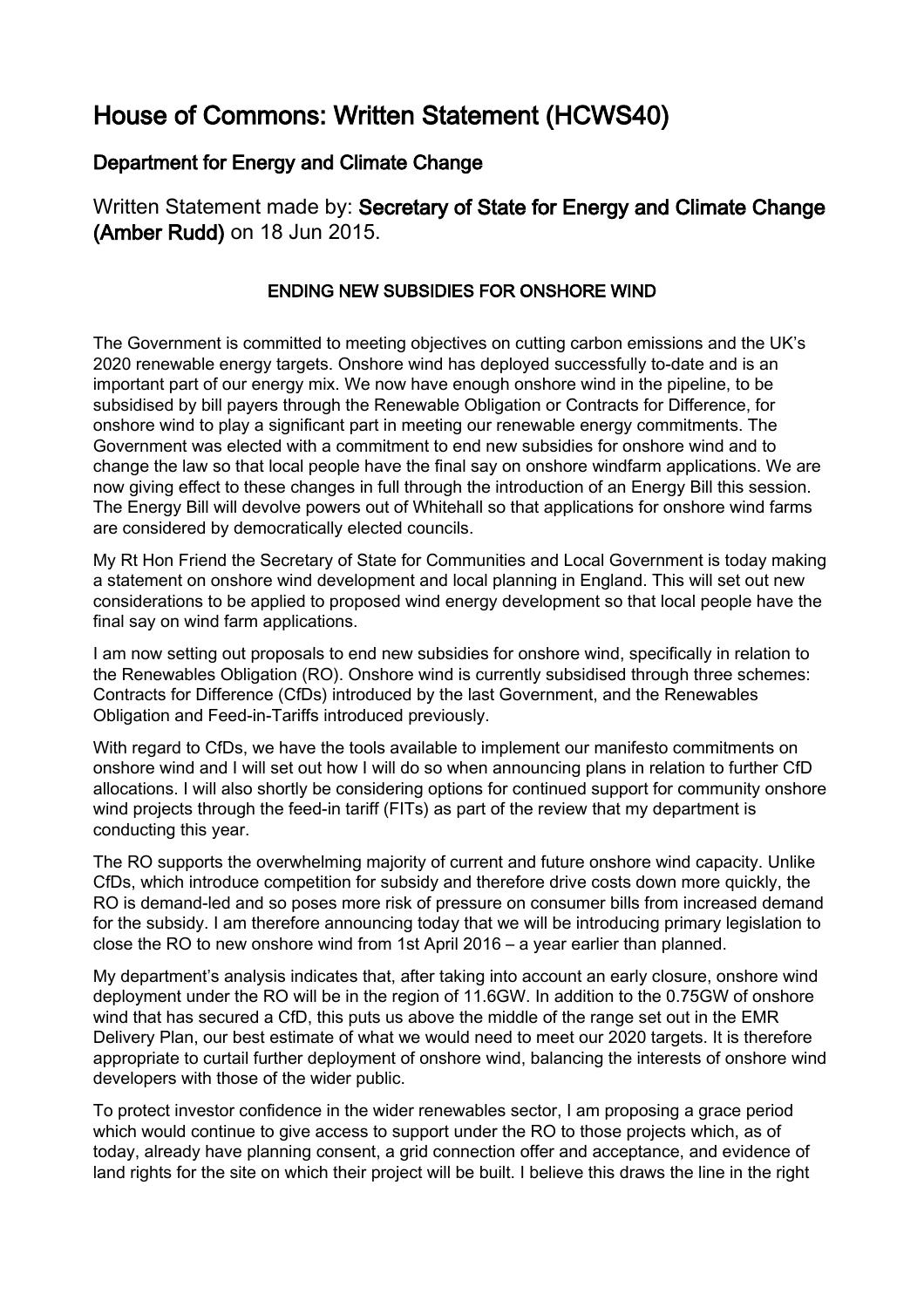# House of Commons: Written Statement (HCWS40)

## Department for Energy and Climate Change

Written Statement made by: **Secretary of State for Energy and Climate Change (Amber Rudd)** on 18 Jun 2015.

### ENDING NEW SUBSIDIES FOR ONSHORE WIND

The Government is committed to meeting objectives on cutting carbon emissions and the UK's 2020 renewable energy targets. Onshore wind has deployed successfully to-date and is an important part of our energy mix. We now have enough onshore wind in the pipeline, to be subsidised by bill payers through the Renewable Obligation or Contracts for Difference, for onshore wind to play a significant part in meeting our renewable energy commitments. The Government was elected with a commitment to end new subsidies for onshore wind and to change the law so that local people have the final say on onshore windfarm applications. We are now giving effect to these changes in full through the introduction of an Energy Bill this session. The Energy Bill will devolve powers out of Whitehall so that applications for onshore wind farms are considered by democratically elected councils.

My Rt Hon Friend the Secretary of State for Communities and Local Government is today making a statement on onshore wind development and local planning in England. This will set out new considerations to be applied to proposed wind energy development so that local people have the final say on wind farm applications.

I am now setting out proposals to end new subsidies for onshore wind, specifically in relation to the Renewables Obligation (RO). Onshore wind is currently subsidised through three schemes: Contracts for Difference (CfDs) introduced by the last Government, and the Renewables Obligation and Feed-in-Tariffs introduced previously.

With regard to CfDs, we have the tools available to implement our manifesto commitments on onshore wind and I will set out how I will do so when announcing plans in relation to further CfD allocations. I will also shortly be considering options for continued support for community onshore wind projects through the feed-in tariff (FITs) as part of the review that my department is conducting this year.

The RO supports the overwhelming majority of current and future onshore wind capacity. Unlike CfDs, which introduce competition for subsidy and therefore drive costs down more quickly, the RO is demand-led and so poses more risk of pressure on consumer bills from increased demand for the subsidy. I am therefore announcing today that we will be introducing primary legislation to close the RO to new onshore wind from 1st April 2016 – a year earlier than planned.

My department's analysis indicates that, after taking into account an early closure, onshore wind deployment under the RO will be in the region of 11.6GW. In addition to the 0.75GW of onshore wind that has secured a CfD, this puts us above the middle of the range set out in the EMR Delivery Plan, our best estimate of what we would need to meet our 2020 targets. It is therefore appropriate to curtail further deployment of onshore wind, balancing the interests of onshore wind developers with those of the wider public.

To protect investor confidence in the wider renewables sector, I am proposing a grace period which would continue to give access to support under the RO to those projects which, as of today, already have planning consent, a grid connection offer and acceptance, and evidence of land rights for the site on which their project will be built. I believe this draws the line in the right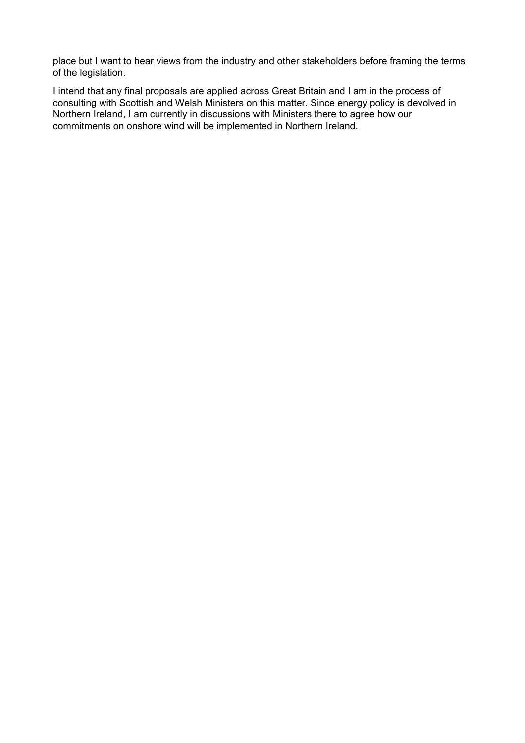place but I want to hear views from the industry and other stakeholders before framing the terms of the legislation.

I intend that any final proposals are applied across Great Britain and I am in the process of consulting with Scottish and Welsh Ministers on this matter. Since energy policy is devolved in Northern Ireland, I am currently in discussions with Ministers there to agree how our commitments on onshore wind will be implemented in Northern Ireland.